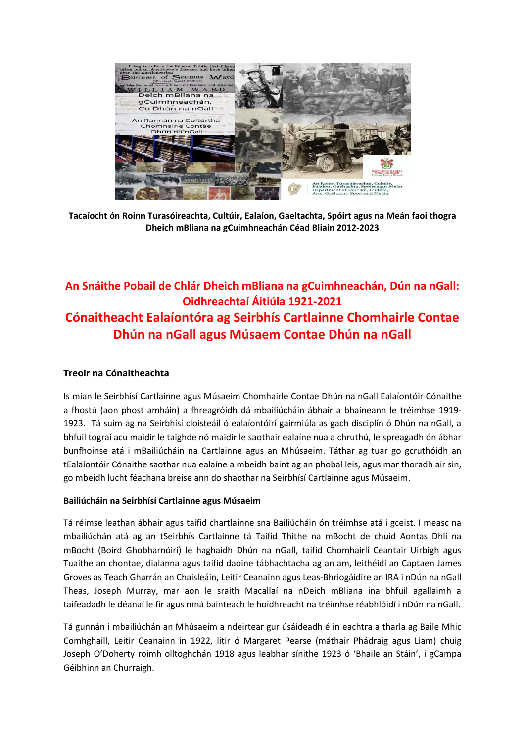Tacaíocht ón Roinn Turasóireachta, Cultúir, Ealaíon, Gaeltachta, Spóirt agus na Meán faoi thogra Dheich mBliana na gCuimhneachán Céad Bliain 2012-2023

# An Snáithe Pobail de Chlár Dheich mBliana na gCuimhneachán, Dún na nGall: Oidhreachtaí Áitiúla 1921-2021

# Cónaitheacht Ealaíontóra ag Seirbhís Cartlainne Chomhairle Contae Dhún na nGall agus Músaem Contae Dhún na nGall

## Treoir na Cónaitheachta

Is mian le Seirbhísí Cartlainne agus Músaeim Chomhairle Contae Dhún na nGall Ealaíontóir Cónaithe a fhostú (aon phost amháin) a fhreagróidh dá mbailiúcháin ábhair a bhaineann le tréimhse 1919-1923. Tá suim ag na Seirbhísí cloisteáil ó ealaíontóirí gairmiúla as gach disciplín ó Dhún na nGall, a bhfuil tograí acu maidir le taighde nó maidir le saothair ealaíne nua a chruthú, le spreagadh ón ábhar bunfhoinse atá i mBailiúcháin na Cartlainne agus an Mhúsaeim. Táthar ag tuar go gcruthóidh an tEalaíontóir Cónaithe saothar nua ealaíne a mbeidh baint ag an phobal leis, agus mar thoradh air sin, go mbeidh lucht féachana breise ann do shaothar na Seirbhísí Cartlainne agus Músaeim.

### Bailiúcháin na Seirbhísí Cartlainne agus Músaeim

Tá réimse leathan ábhair agus taifid chartlainne sna Bailiúcháin ón tréimhse atá i gceist. I measc na mbailiúchán atá ag an tSeirbhís Cartlainne tá Taifid Thithe na mBocht de chuid Aontas Dhlí na mBocht (Boird Ghobharnóirí) le haghaidh Dhún na nGall, taifid Chomhairlí Ceantair Uirbigh agus Tuaithe an chontae, dialanna agus taifid daoine tábhachtacha ag an am, leithéidí an Captaen James Groves as Teach Gharrán an Chaisleáin, Leitir Ceanainn agus Leas-Bhriogáidire an IRA i nDún na nGall Theas, Joseph Murray, mar aon le sraith Macallaí na nDeich mBliana ina bhfuil agallaimh a taifeadadh le déanaí le fir agus mná bainteach le hoidhreacht na tréimhse réabhlóidí i nDún na nGall.

Tá gunnán i mbailiúchán an Mhúsaeim a ndeirtear gur úsáideadh é in eachtra a tharla ag Baile Mhic Comhghaill, Leitir Ceanainn in 1922, litir ó Margaret Pearse (máthair Phádraig agus Liam) chuig Joseph O'Doherty roimh olltoghchán 1918 agus leabhar sínithe 1923 ó 'Bhaile an Stáin', i gCampa Géibhinn an Churraigh.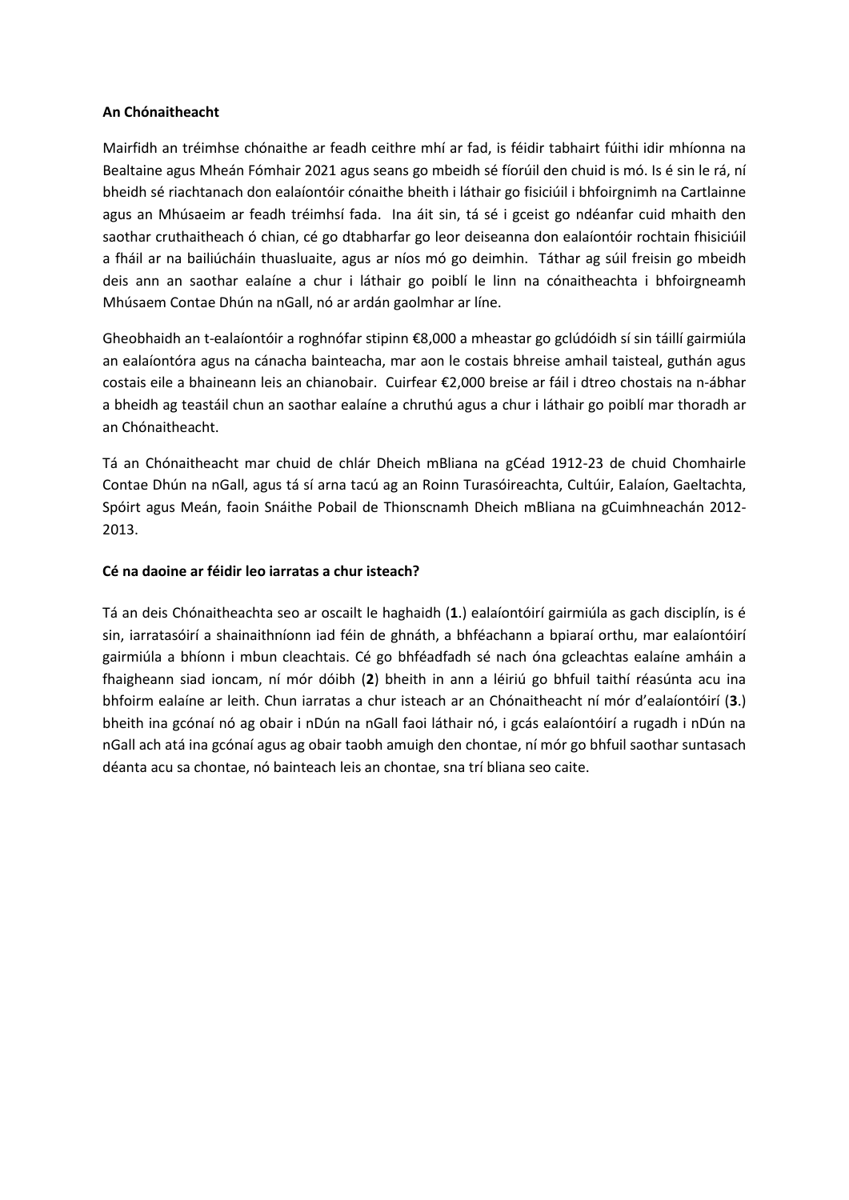**An Chónaitheacht**

Mairfidh an tréimhse chónaithe ar feadh ceithre mhí ar fad, is féidir tabhairt fúithi idir mhíonna na Bealtaine agus Mheán Fómhair 2021 agus seans go mbeidh sé fíorúil den chuid is mó. Is é sin le rá, ní bheidh sé riachtanach don ealaíontóir cónaithe bheith i láthair go fisiciúil i bhfoirgnimh na Cartlainne agus an Mhúsaeim ar feadh tréimhsí fada. Ina áit sin, tá sé i gceist go ndéanfar cuid mhaith den saothar cruthaitheach ó chian, cé go dtabharfar go leor deiseanna don ealaíontóir rochtain fhisiciúil a fháil ar na bailiúcháin thuasluaite, agus ar níos mó go deimhin. Táthar ag súil freisin go mbeidh deis ann an saothar ealaíne a chur i láthair go poiblí le linn na cónaitheachta i bhfoirgneamh Mhúsaem Contae Dhún na nGall, nó ar ardán gaolmhar ar líne.

Gheobhaidh an t-ealaíontóir a roghnófar stipinn €8,000 a mheastar go gclúdóidh sí sin táillí gairmiúla an ealaíontóra agus na cánacha bainteacha, mar aon le costais bhreise amhail taisteal, guthán agus costais eile a bhaineann leis an chianobair. Cuirfear €2,000 breise ar fáil i dtreo chostais na n-ábhar a bheidh ag teastáil chun an saothar ealaíne a chruthú agus a chur i láthair go poiblí mar thoradh ar an Chónaitheacht.

Tá an Chónaitheacht mar chuid de chlár Dheich mBliana na gCéad 1912-23 de chuid Chomhairle Contae Dhún na nGall, agus tá sí arna tacú ag an Roinn Turasóireachta, Cultúir, Ealaíon, Gaeltachta, Spóirt agus Meán, faoin Snáithe Pobail de Thionscnamh Dheich mBliana na gCuimhneachán 2012-2013.

**Cé na daoine ar féidir leo iarratas a chur isteach?**

Tá an deis Chónaitheachta seo ar oscailt le haghaidh (**1**.) ealaíontóirí gairmiúla as gach disciplín, is é sin, iarratasóirí a shainaithníonn iad féin de ghnáth, a bhféachann a bpiaraí orthu, mar ealaíontóirí gairmiúla a bhíonn i mbun cleachtais. Cé go bhféadfadh sé nach óna gcleachtas ealaíne amháin a fhaigheann siad ioncam, ní mór dóibh (**2**) bheith in ann a léiriú go bhfuil taithí réasúnta acu ina bhfoirm ealaíne ar leith. Chun iarratas a chur isteach ar an Chónaitheacht ní mór d'ealaíontóirí (**3**.) bheith ina gcónaí nó ag obair i nDún na nGall faoi láthair nó, i gcás ealaíontóirí a rugadh i nDún na nGall ach atá ina gcónaí agus ag obair taobh amuigh den chontae, ní mór go bhfuil saothar suntasach déanta acu sa chontae, nó bainteach leis an chontae, sna trí bliana seo caite.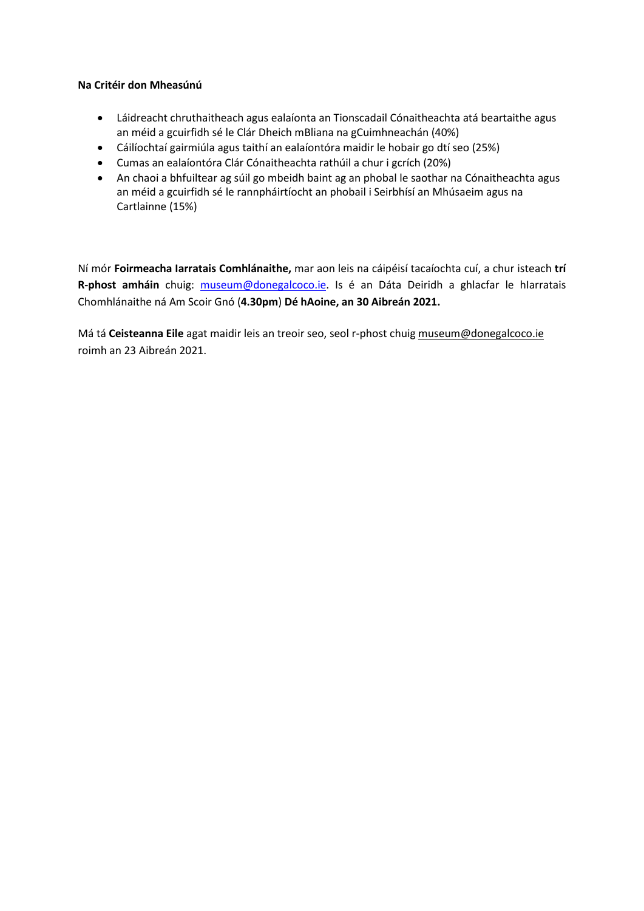**Na Critéir don Mheasúnú**

- Láidreacht chruthaitheach agus ealaíonta an Tionscadail Cónaitheachta atá beartaithe agus an méid a gcuirfidh sé le Clár Dheich mBliana na gCuimhneachán (40%)
- Cáilíochtaí gairmiúla agus taithí an ealaíontóra maidir le hobair go dtí seo (25%)
- Cumas an ealaíontóra Clár Cónaitheachta rathúil a chur i gcrích (20%)
- An chaoi a bhfuiltear ag súil go mbeidh baint ag an phobal le saothar na Cónaitheachta agus an méid a gcuirfidh sé le rannpháirtíocht an phobail i Seirbhísí an Mhúsaeim agus na Cartlainne (15%)

Ní mór **Foirmeacha Iarratais Comhlánaithe,** mar aon leis na cáipéisí tacaíochta cuí, a chur isteach **trí R-phost amháin** chuig: museum@donegalcoco.ie. Is é an Dáta Deiridh a ghlacfar le hIarratais Chomhlánaithe ná Am Scoir Gnó (**4.30pm**) **Dé hAoine, an 30 Aibreán 2021.**

Má tá **Ceisteanna Eile** agat maidir leis an treoir seo, seol r-phost chuig museum@donegalcoco.ie roimh an 23 Aibreán 2021.